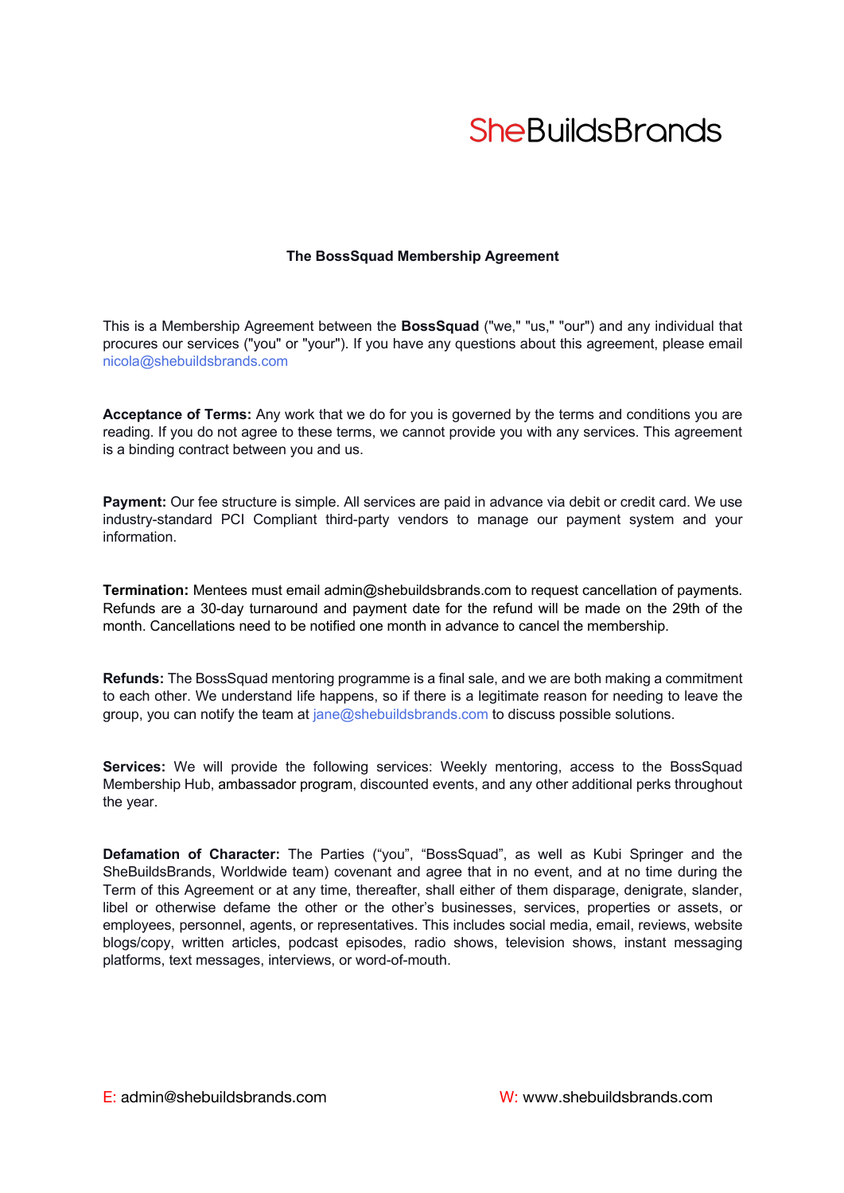SheBuildsBrands

## The BossSquad Membership Agreement

This is a Membership Agreement between the **BossSquad** ("we," "us," "our") and any individual that procures our services ("you" or "your"). If you have any questions about this agreement, please email nicola@shebuildsbrands.com

**Acceptance of Terms:** Any work that we do for you is governed by the terms and conditions you are reading. If you do not agree to these terms, we cannot provide you with any services. This agreement is a binding contract between you and us.

**Payment:** Our fee structure is simple. All services are paid in advance via debit or credit card. We use industry-standard PCI Compliant third-party vendors to manage our payment system and your information.

**Termination:** Mentees must email admin@shebuildsbrands.com to request cancellation of payments. Refunds are a 30-day turnaround and payment date for the refund will be made on the 29th of the month. Cancellations need to be notified one month in advance to cancel the membership.

**Refunds:** The BossSquad mentoring programme is a final sale, and we are both making a commitment to each other. We understand life happens, so if there is a legitimate reason for needing to leave the group, you can notify the team at jane@shebuildsbrands.com to discuss possible solutions.

**Services:** We will provide the following services: Weekly mentoring, access to the BossSquad Membership Hub, ambassador program, discounted events, and any other additional perks throughout the year.

**Defamation of Character:** The Parties ("you", "BossSquad", as well as Kubi Springer and the SheBuildsBrands, Worldwide team) covenant and agree that in no event, and at no time during the Term of this Agreement or at any time, thereafter, shall either of them disparage, denigrate, slander, libel or otherwise defame the other or the other's businesses, services, properties or assets, or employees, personnel, agents, or representatives. This includes social media, email, reviews, website blogs/copy, written articles, podcast episodes, radio shows, television shows, instant messaging platforms, text messages, interviews, or word-of-mouth.

E: admin@shebuildsbrands.com W: www.shebuildsbrands.com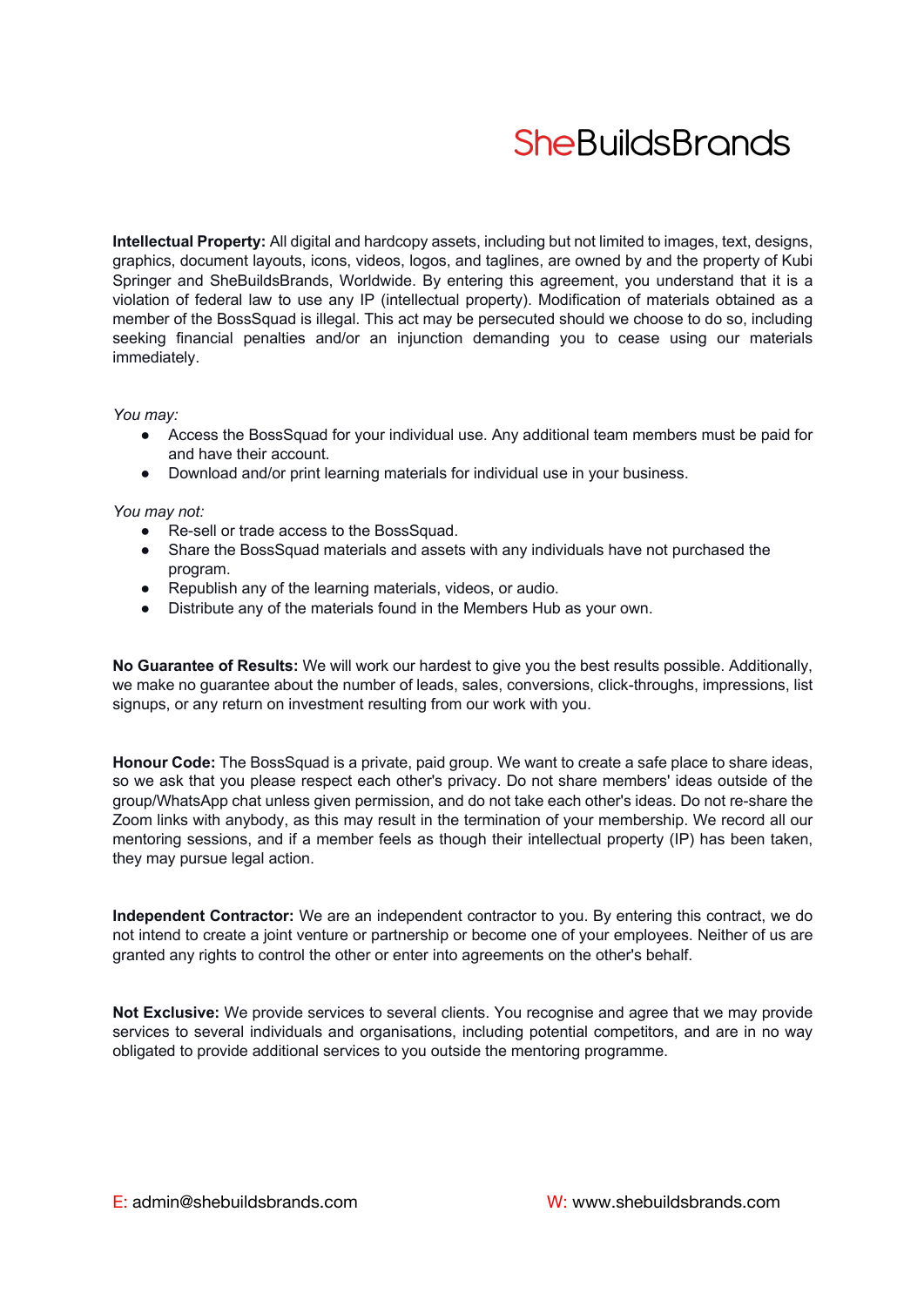**Intellectual Property:** All digital and hardcopy assets, including but not limited to images, text, designs, graphics, document layouts, icons, videos, logos, and taglines, are owned by and the property of Kubi Springer and SheBuildsBrands, Worldwide. By entering this agreement, you understand that it is a violation of federal law to use any IP (intellectual property). Modification of materials obtained as a member of the BossSquad is illegal. This act may be persecuted should we choose to do so, including seeking financial penalties and/or an injunction demanding you to cease using our materials immediately.

*You may:*

- Access the BossSquad for your individual use. Any additional team members must be paid for and have their account.
- Download and/or print learning materials for individual use in your business.

*You may not:*

- Re-sell or trade access to the BossSquad.
- Share the BossSquad materials and assets with any individuals have not purchased the program.
- Republish any of the learning materials, videos, or audio.
- Distribute any of the materials found in the Members Hub as your own.

**No Guarantee of Results:** We will work our hardest to give you the best results possible. Additionally, we make no guarantee about the number of leads, sales, conversions, click-throughs, impressions, list signups, or any return on investment resulting from our work with you.

**Honour Code:** The BossSquad is a private, paid group. We want to create a safe place to share ideas, so we ask that you please respect each other's privacy. Do not share members' ideas outside of the group/WhatsApp chat unless given permission, and do not take each other's ideas. Do not re-share the Zoom links with anybody, as this may result in the termination of your membership. We record all our mentoring sessions, and if a member feels as though their intellectual property (IP) has been taken, they may pursue legal action.

**Independent Contractor:** We are an independent contractor to you. By entering this contract, we do not intend to create a joint venture or partnership or become one of your employees. Neither of us are granted any rights to control the other or enter into agreements on the other's behalf.

**Not Exclusive:** We provide services to several clients. You recognise and agree that we may provide services to several individuals and organisations, including potential competitors, and are in no way obligated to provide additional services to you outside the mentoring programme.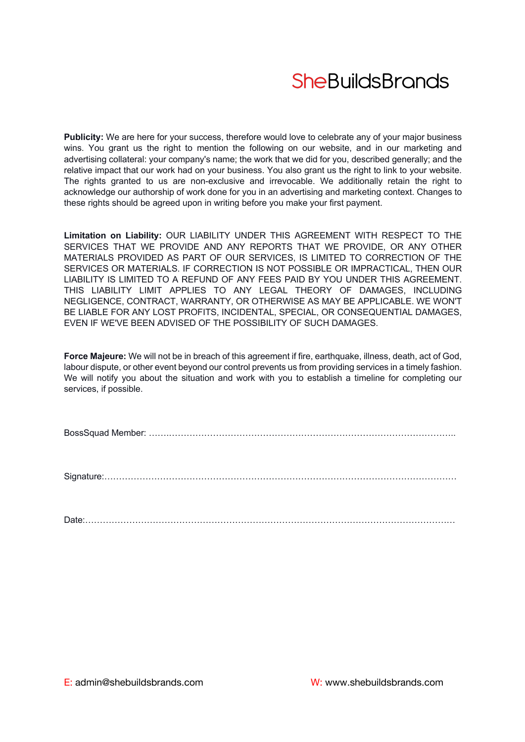**Publicity:** We are here for your success, therefore would love to celebrate any of your major business wins. You grant us the right to mention the following on our website, and in our marketing and advertising collateral: your company's name; the work that we did for you, described generally; and the relative impact that our work had on your business. You also grant us the right to link to your website. The rights granted to us are non-exclusive and irrevocable. We additionally retain the right to acknowledge our authorship of work done for you in an advertising and marketing context. Changes to these rights should be agreed upon in writing before you make your first payment.

**Limitation on Liability:** OUR LIABILITY UNDER THIS AGREEMENT WITH RESPECT TO THE SERVICES THAT WE PROVIDE AND ANY REPORTS THAT WE PROVIDE, OR ANY OTHER MATERIALS PROVIDED AS PART OF OUR SERVICES, IS LIMITED TO CORRECTION OF THE SERVICES OR MATERIALS. IF CORRECTION IS NOT POSSIBLE OR IMPRACTICAL, THEN OUR LIABILITY IS LIMITED TO A REFUND OF ANY FEES PAID BY YOU UNDER THIS AGREEMENT. THIS LIABILITY LIMIT APPLIES TO ANY LEGAL THEORY OF DAMAGES, INCLUDING NEGLIGENCE, CONTRACT, WARRANTY, OR OTHERWISE AS MAY BE APPLICABLE. WE WON'T BE LIABLE FOR ANY LOST PROFITS, INCIDENTAL, SPECIAL, OR CONSEQUENTIAL DAMAGES, EVEN IF WE'VE BEEN ADVISED OF THE POSSIBILITY OF SUCH DAMAGES.

**Force Majeure:** We will not be in breach of this agreement if fire, earthquake, illness, death, act of God, labour dispute, or other event beyond our control prevents us from providing services in a timely fashion. We will notify you about the situation and work with you to establish a timeline for completing our services, if possible.

BossSquad Member: ……..……………………………………………………………………………..

Signature:……………………………………………………………………………………………………

Date:…………………………………………………………………………………………………………

E: admin@shebuildsbrands.com

W: www.shebuildsbrands.com